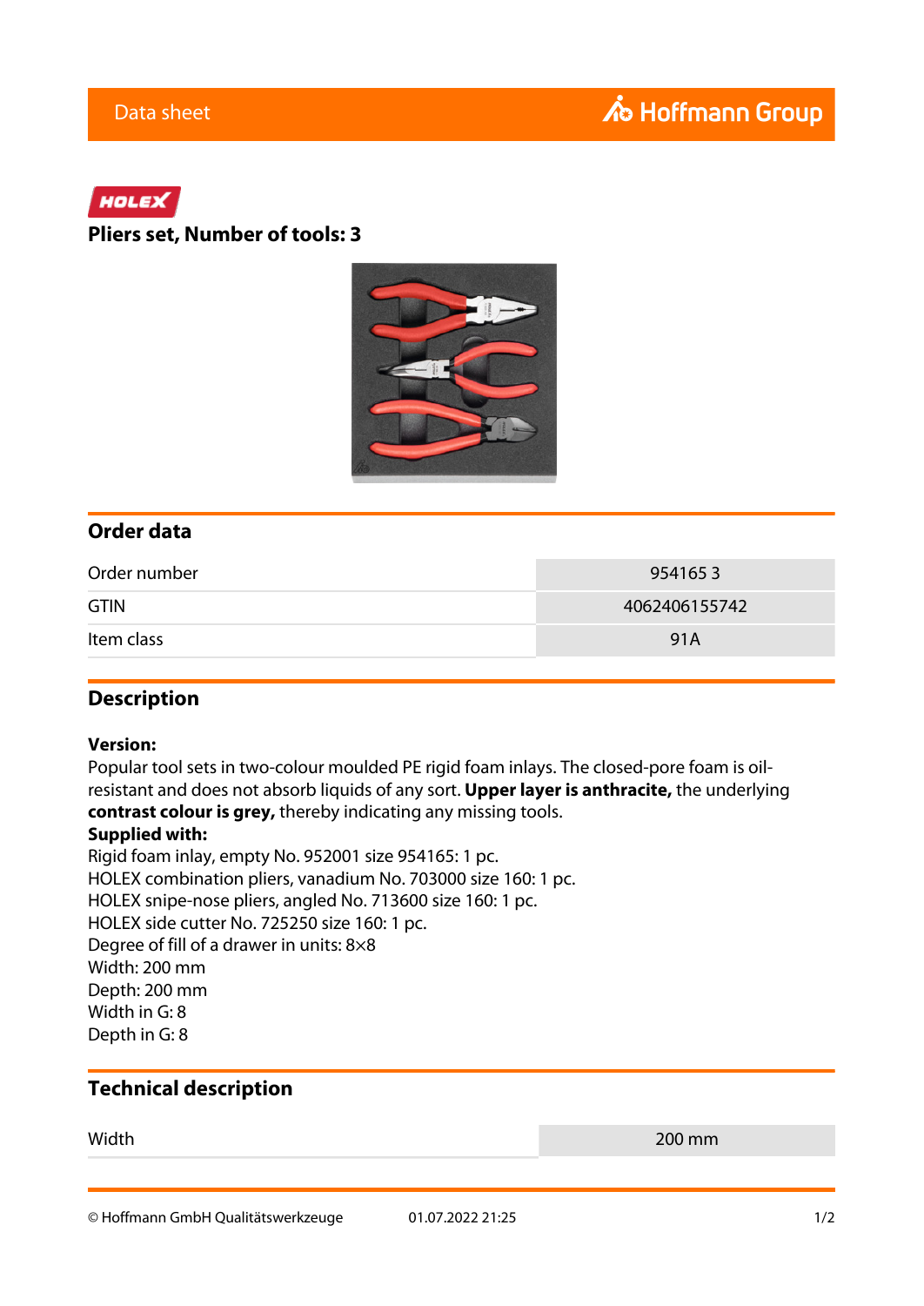Data sheet

HOLEX

# Pliers set, Number of tools: 3

## Order data

| Order number | 954165 3 |
|---|---|
| GTIN | 4062406155742 |
| Item class | 91A |

## Description

**Version:**
Popular tool sets in two-colour moulded PE rigid foam inlays. The closed-pore foam is oil-resistant and does not absorb liquids of any sort. **Upper layer is anthracite,** the underlying **contrast colour is grey,** thereby indicating any missing tools.
**Supplied with:**
Rigid foam inlay, empty No. 952001 size 954165: 1 pc.
HOLEX combination pliers, vanadium No. 703000 size 160: 1 pc.
HOLEX snipe-nose pliers, angled No. 713600 size 160: 1 pc.
HOLEX side cutter No. 725250 size 160: 1 pc.
Degree of fill of a drawer in units: 8×8
Width: 200 mm
Depth: 200 mm
Width in G: 8
Depth in G: 8

## Technical description

| Width | 200 mm |
|---|---|

© Hoffmann GmbH Qualitätswerkzeuge 01.07.2022 21:25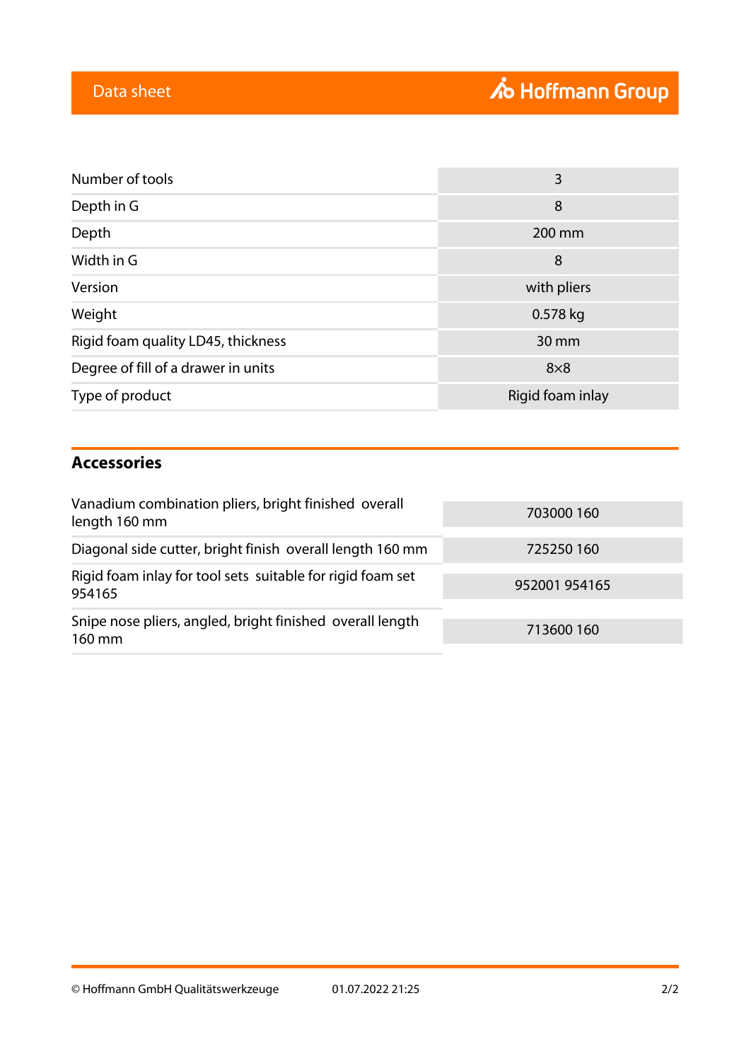| | |
|---|---|
| Number of tools | 3 |
| Depth in G | 8 |
| Depth | 200 mm |
| Width in G | 8 |
| Version | with pliers |
| Weight | 0.578 kg |
| Rigid foam quality LD45, thickness | 30 mm |
| Degree of fill of a drawer in units | 8×8 |
| Type of product | Rigid foam inlay |

## Accessories

| | |
|---|---|
| Vanadium combination pliers, bright finished overall length 160 mm | 703000 160 |
| Diagonal side cutter, bright finish overall length 160 mm | 725250 160 |
| Rigid foam inlay for tool sets suitable for rigid foam set 954165 | 952001 954165 |
| Snipe nose pliers, angled, bright finished overall length 160 mm | 713600 160 |

© Hoffmann GmbH Qualitätswerkzeuge 01.07.2022 21:25